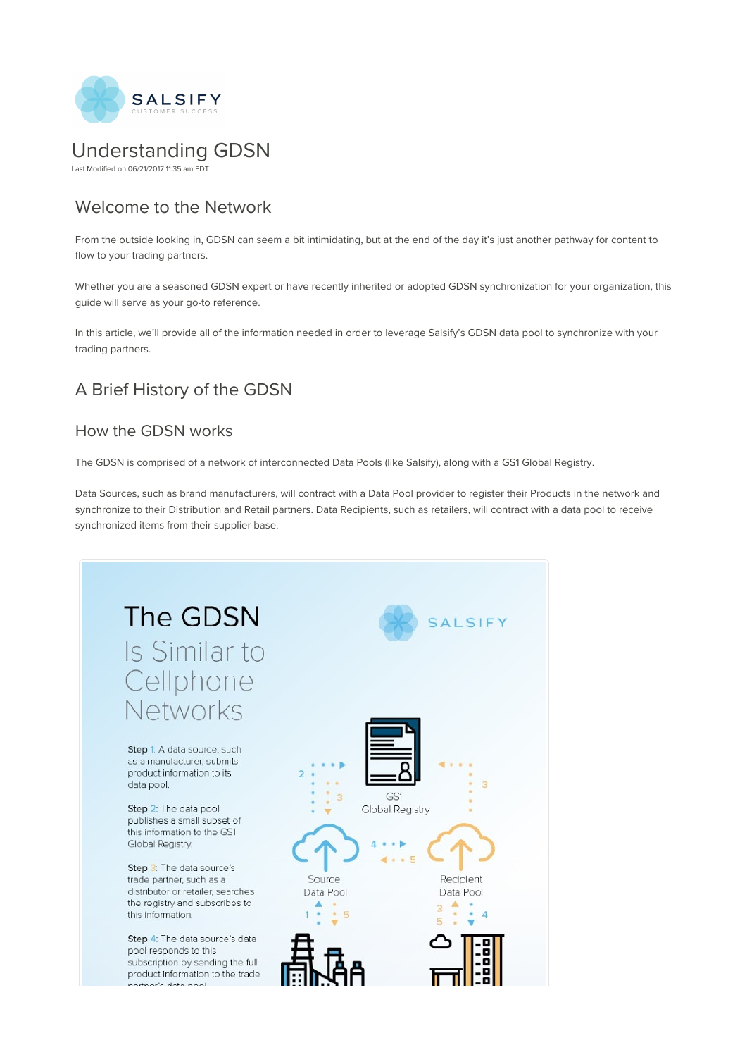# Understanding GDSN

Last Modified on 06/21/2017 11:35 am EDT

## Welcome to the Network

From the outside looking in, GDSN can seem a bit intimidating, but at the end of the day it's just another pathway for content to flow to your trading partners.

Whether you are a seasoned GDSN expert or have recently inherited or adopted GDSN synchronization for your organization, this guide will serve as your go-to reference.

In this article, we'll provide all of the information needed in order to leverage Salsify's GDSN data pool to synchronize with your trading partners.

## A Brief History of the GDSN

## How the GDSN works

The GDSN is comprised of a network of interconnected Data Pools (like Salsify), along with a GS1 Global Registry.

Data Sources, such as brand manufacturers, will contract with a Data Pool provider to register their Products in the network and synchronize to their Distribution and Retail partners. Data Recipients, such as retailers, will contract with a data pool to receive synchronized items from their supplier base.

**The GDSN** Is Similar to Cellphone Networks

SALSIFY

**Step 1**: A data source, such as a manufacturer, submits product information to its data pool.

**Step 2**: The data pool publishes a small subset of this information to the GS1 Global Registry.

**Step 3**: The data source's trade partner, such as a distributor or retailer, searches the registry and subscribes to this information.

**Step 4**: The data source's data pool responds to this subscription by sending the full product information to the trade partner's data pool.

GS1 Global Registry

Source Data Pool

Recipient Data Pool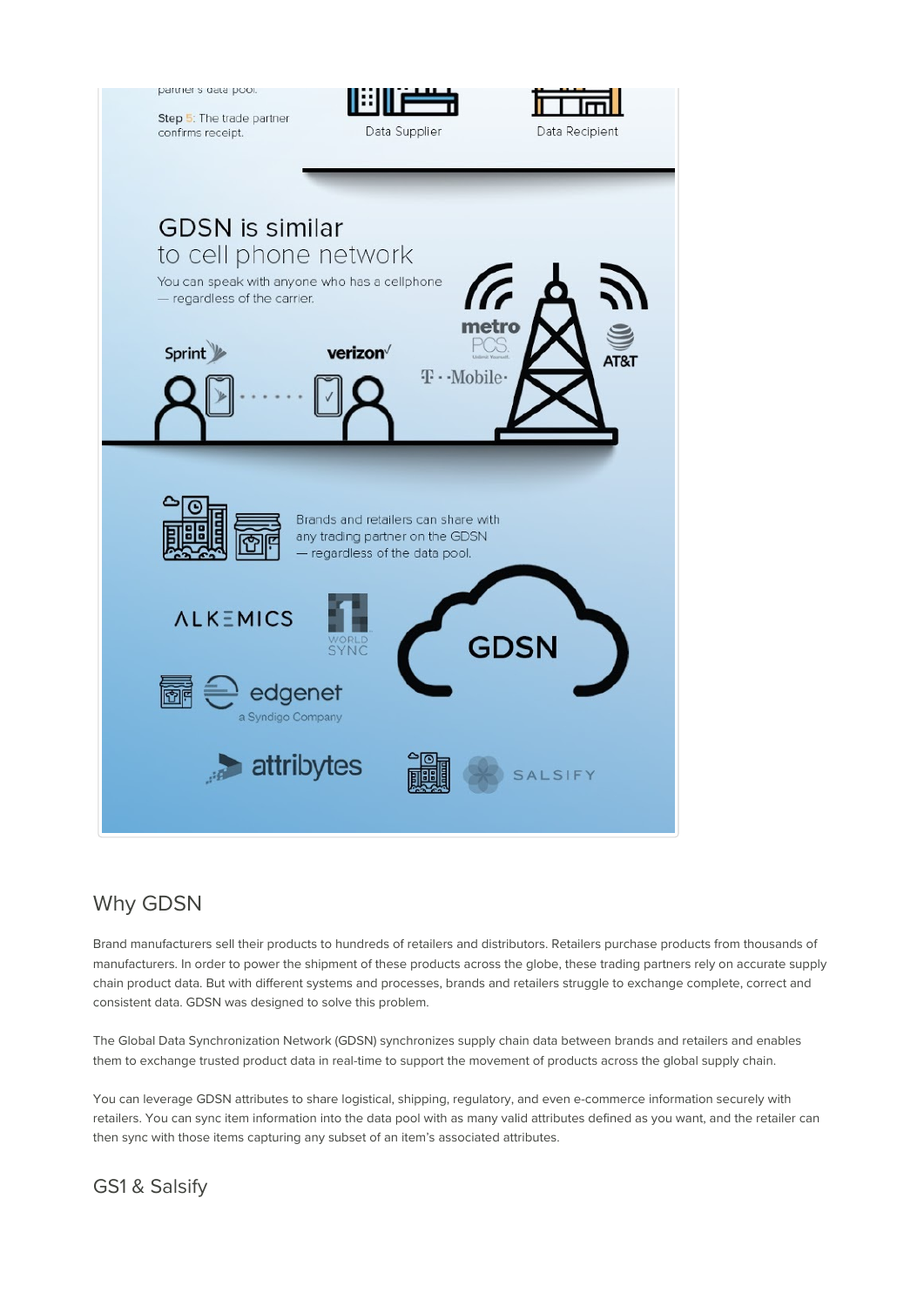partner's data pool.

Step 5: The trade partner confirms receipt.

Data Supplier

Data Recipient

## GDSN is similar to cell phone network

You can speak with anyone who has a cellphone — regardless of the carrier.

Sprint · verizon · metro PCS · T-Mobile · AT&T

Brands and retailers can share with any trading partner on the GDSN — regardless of the data pool.

ALKEMICS · 1WORLDSYNC · edgenet a Syndigo Company · attribytes · SALSIFY

GDSN

## Why GDSN

Brand manufacturers sell their products to hundreds of retailers and distributors. Retailers purchase products from thousands of manufacturers. In order to power the shipment of these products across the globe, these trading partners rely on accurate supply chain product data. But with different systems and processes, brands and retailers struggle to exchange complete, correct and consistent data. GDSN was designed to solve this problem.

The Global Data Synchronization Network (GDSN) synchronizes supply chain data between brands and retailers and enables them to exchange trusted product data in real-time to support the movement of products across the global supply chain.

You can leverage GDSN attributes to share logistical, shipping, regulatory, and even e-commerce information securely with retailers. You can sync item information into the data pool with as many valid attributes defined as you want, and the retailer can then sync with those items capturing any subset of an item's associated attributes.

## GS1 & Salsify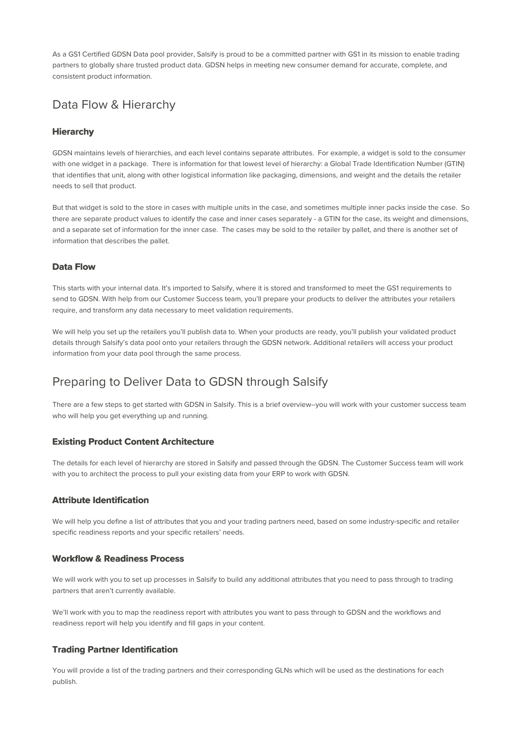As a GS1 Certified GDSN Data pool provider, Salsify is proud to be a committed partner with GS1 in its mission to enable trading partners to globally share trusted product data. GDSN helps in meeting new consumer demand for accurate, complete, and consistent product information.

## Data Flow & Hierarchy

### Hierarchy

GDSN maintains levels of hierarchies, and each level contains separate attributes. For example, a widget is sold to the consumer with one widget in a package. There is information for that lowest level of hierarchy: a Global Trade Identification Number (GTIN) that identifies that unit, along with other logistical information like packaging, dimensions, and weight and the details the retailer needs to sell that product.

But that widget is sold to the store in cases with multiple units in the case, and sometimes multiple inner packs inside the case. So there are separate product values to identify the case and inner cases separately - a GTIN for the case, its weight and dimensions, and a separate set of information for the inner case. The cases may be sold to the retailer by pallet, and there is another set of information that describes the pallet.

### Data Flow

This starts with your internal data. It's imported to Salsify, where it is stored and transformed to meet the GS1 requirements to send to GDSN. With help from our Customer Success team, you'll prepare your products to deliver the attributes your retailers require, and transform any data necessary to meet validation requirements.

We will help you set up the retailers you'll publish data to. When your products are ready, you'll publish your validated product details through Salsify's data pool onto your retailers through the GDSN network. Additional retailers will access your product information from your data pool through the same process.

## Preparing to Deliver Data to GDSN through Salsify

There are a few steps to get started with GDSN in Salsify. This is a brief overview–you will work with your customer success team who will help you get everything up and running.

### Existing Product Content Architecture

The details for each level of hierarchy are stored in Salsify and passed through the GDSN. The Customer Success team will work with you to architect the process to pull your existing data from your ERP to work with GDSN.

### Attribute Identification

We will help you define a list of attributes that you and your trading partners need, based on some industry-specific and retailer specific readiness reports and your specific retailers' needs.

### Workflow & Readiness Process

We will work with you to set up processes in Salsify to build any additional attributes that you need to pass through to trading partners that aren't currently available.

We'll work with you to map the readiness report with attributes you want to pass through to GDSN and the workflows and readiness report will help you identify and fill gaps in your content.

### Trading Partner Identification

You will provide a list of the trading partners and their corresponding GLNs which will be used as the destinations for each publish.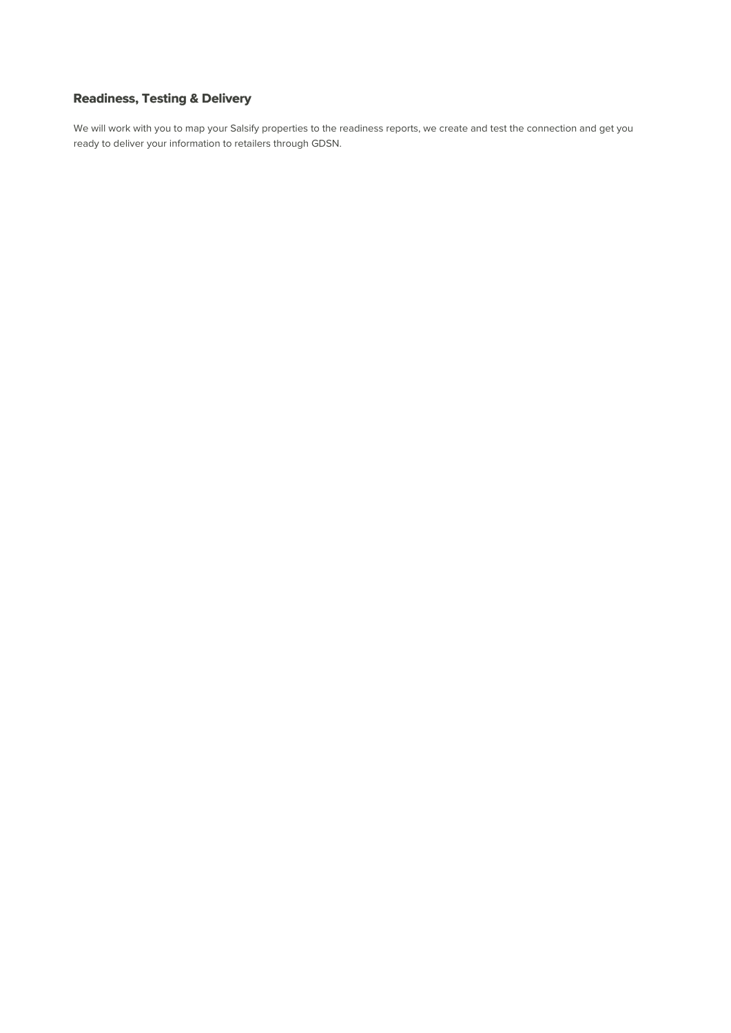### Readiness, Testing & Delivery

We will work with you to map your Salsify properties to the readiness reports, we create and test the connection and get you ready to deliver your information to retailers through GDSN.